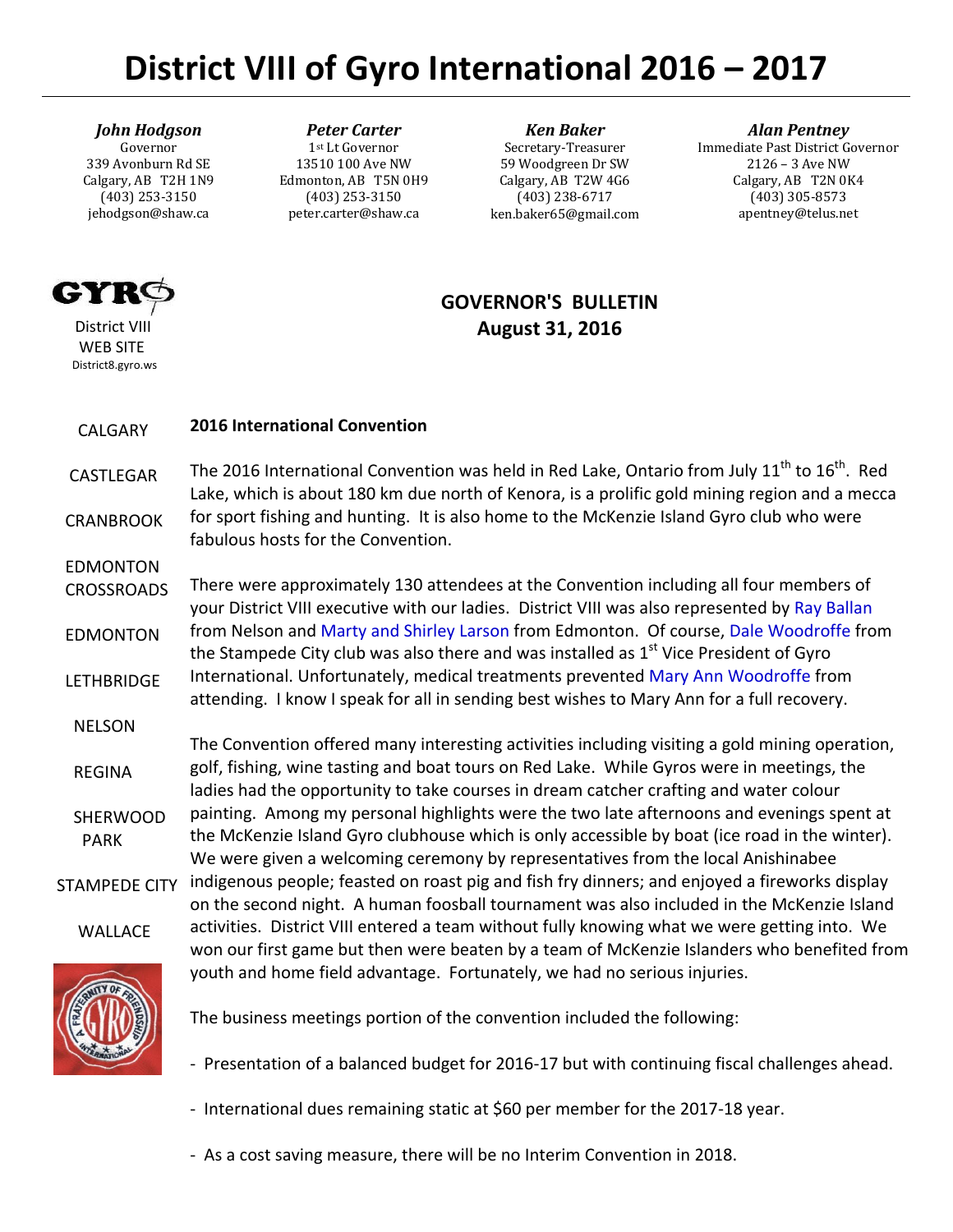# District VIII of Gyro International 2016 – 2017

| *John Hodgson* | *Peter Carter* | *Ken Baker* | *Alan Pentney* |
|---|---|---|---|
| Governor | 1st Lt Governor | Secretary-Treasurer | Immediate Past District Governor |
| 339 Avonburn Rd SE | 13510 100 Ave NW | 59 Woodgreen Dr SW | 2126 – 3 Ave NW |
| Calgary, AB T2H 1N9 | Edmonton, AB T5N 0H9 | Calgary, AB T2W 4G6 | Calgary, AB T2N 0K4 |
| (403) 253-3150 | (403) 253-3150 | (403) 238-6717 | (403) 305-8573 |
| jehodgson@shaw.ca | peter.carter@shaw.ca | ken.baker65@gmail.com | apentney@telus.net |

GYRO
District VIII
WEB SITE
District8.gyro.ws

## GOVERNOR'S BULLETIN
## August 31, 2016

CALGARY
CASTLEGAR
CRANBROOK
EDMONTON CROSSROADS
EDMONTON
LETHBRIDGE
NELSON
REGINA
SHERWOOD PARK
STAMPEDE CITY
WALLACE

### 2016 International Convention

The 2016 International Convention was held in Red Lake, Ontario from July 11th to 16th. Red Lake, which is about 180 km due north of Kenora, is a prolific gold mining region and a mecca for sport fishing and hunting. It is also home to the McKenzie Island Gyro club who were fabulous hosts for the Convention.

There were approximately 130 attendees at the Convention including all four members of your District VIII executive with our ladies. District VIII was also represented by Ray Ballan from Nelson and Marty and Shirley Larson from Edmonton. Of course, Dale Woodroffe from the Stampede City club was also there and was installed as 1st Vice President of Gyro International. Unfortunately, medical treatments prevented Mary Ann Woodroffe from attending. I know I speak for all in sending best wishes to Mary Ann for a full recovery.

The Convention offered many interesting activities including visiting a gold mining operation, golf, fishing, wine tasting and boat tours on Red Lake. While Gyros were in meetings, the ladies had the opportunity to take courses in dream catcher crafting and water colour painting. Among my personal highlights were the two late afternoons and evenings spent at the McKenzie Island Gyro clubhouse which is only accessible by boat (ice road in the winter). We were given a welcoming ceremony by representatives from the local Anishinabee indigenous people; feasted on roast pig and fish fry dinners; and enjoyed a fireworks display on the second night. A human foosball tournament was also included in the McKenzie Island activities. District VIII entered a team without fully knowing what we were getting into. We won our first game but then were beaten by a team of McKenzie Islanders who benefited from youth and home field advantage. Fortunately, we had no serious injuries.

The business meetings portion of the convention included the following:

- Presentation of a balanced budget for 2016-17 but with continuing fiscal challenges ahead.
- International dues remaining static at $60 per member for the 2017-18 year.
- As a cost saving measure, there will be no Interim Convention in 2018.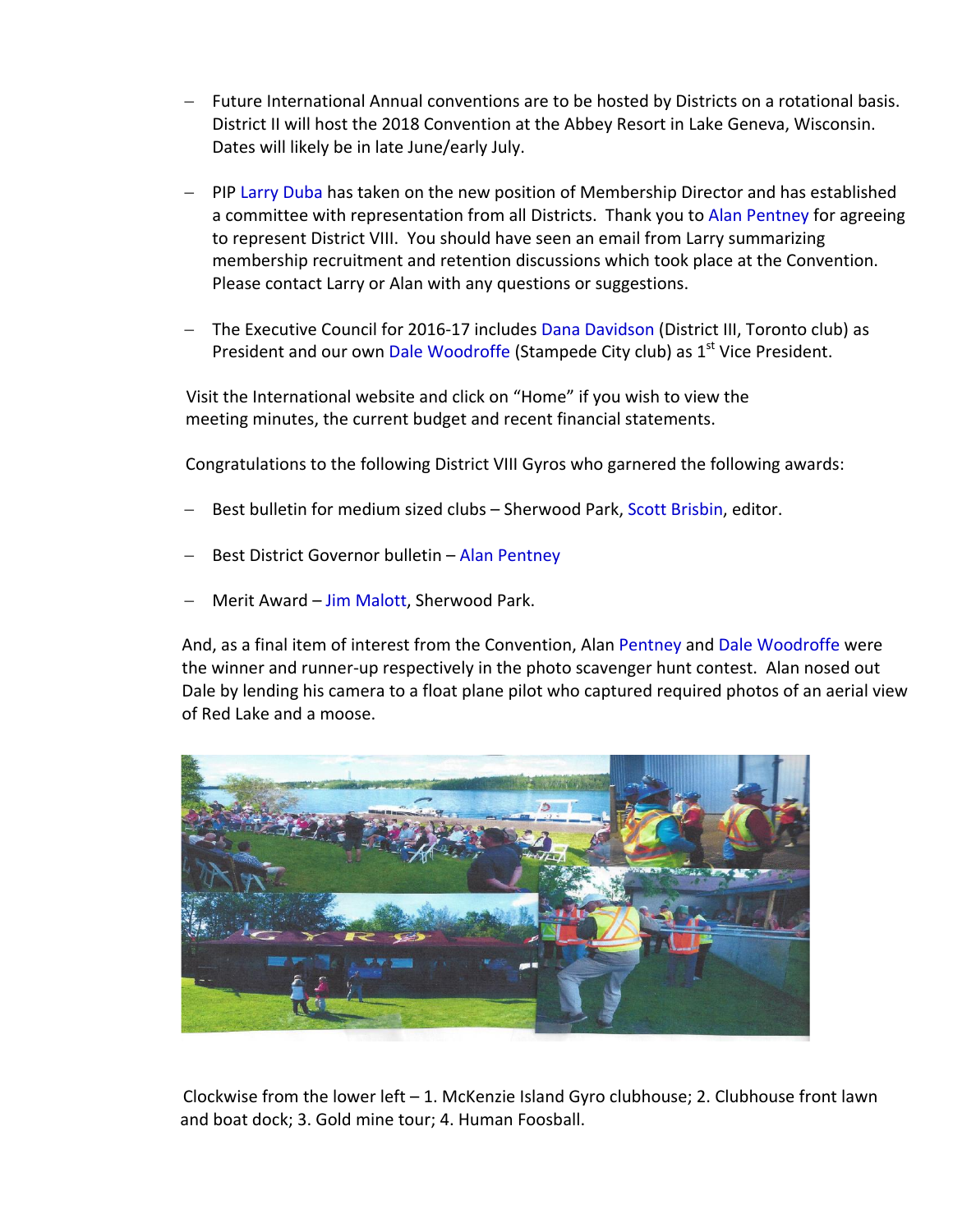- Future International Annual conventions are to be hosted by Districts on a rotational basis. District II will host the 2018 Convention at the Abbey Resort in Lake Geneva, Wisconsin. Dates will likely be in late June/early July.

- PIP Larry Duba has taken on the new position of Membership Director and has established a committee with representation from all Districts. Thank you to Alan Pentney for agreeing to represent District VIII. You should have seen an email from Larry summarizing membership recruitment and retention discussions which took place at the Convention. Please contact Larry or Alan with any questions or suggestions.

- The Executive Council for 2016-17 includes Dana Davidson (District III, Toronto club) as President and our own Dale Woodroffe (Stampede City club) as 1st Vice President.

Visit the International website and click on "Home" if you wish to view the meeting minutes, the current budget and recent financial statements.

Congratulations to the following District VIII Gyros who garnered the following awards:

- Best bulletin for medium sized clubs – Sherwood Park, Scott Brisbin, editor.

- Best District Governor bulletin – Alan Pentney

- Merit Award – Jim Malott, Sherwood Park.

And, as a final item of interest from the Convention, Alan Pentney and Dale Woodroffe were the winner and runner-up respectively in the photo scavenger hunt contest. Alan nosed out Dale by lending his camera to a float plane pilot who captured required photos of an aerial view of Red Lake and a moose.

Clockwise from the lower left – 1. McKenzie Island Gyro clubhouse; 2. Clubhouse front lawn and boat dock; 3. Gold mine tour; 4. Human Foosball.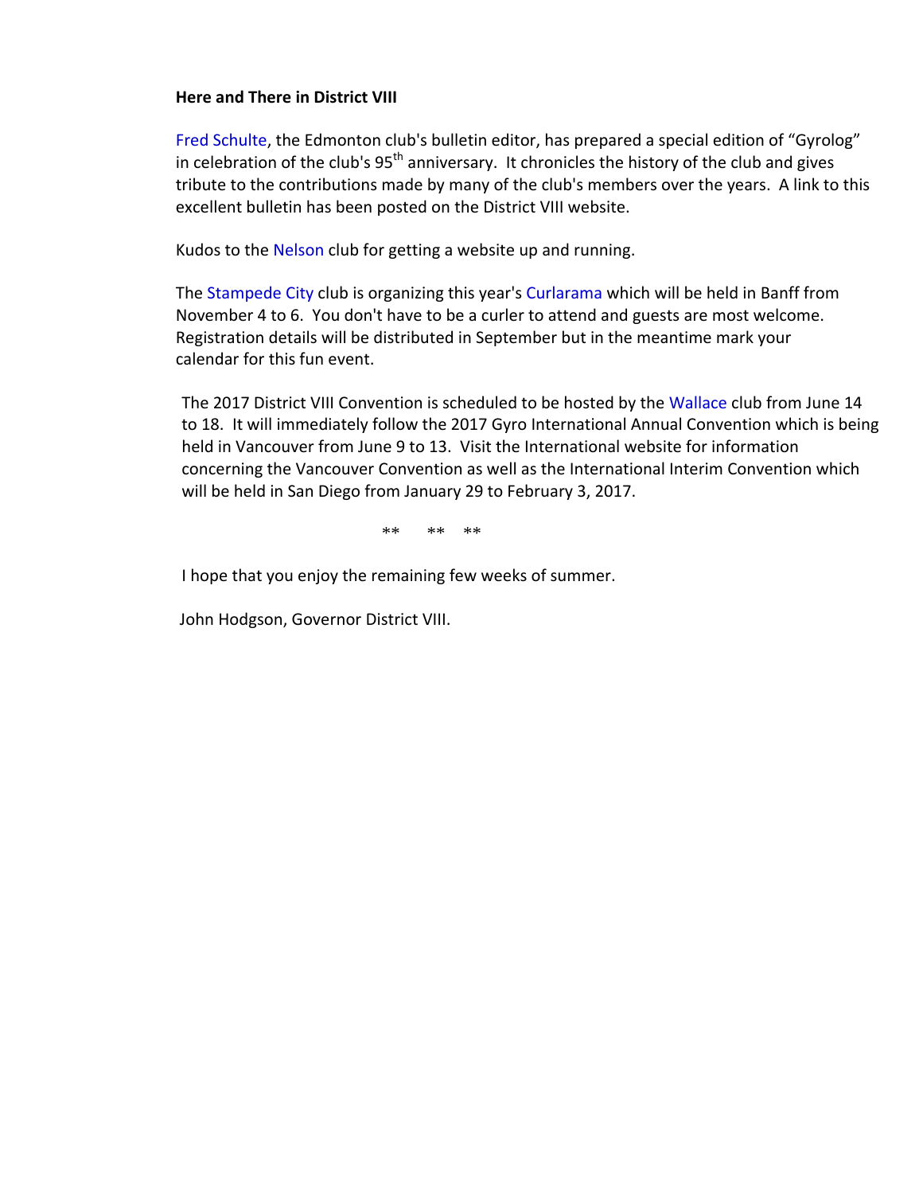**Here and There in District VIII**

Fred Schulte, the Edmonton club's bulletin editor, has prepared a special edition of "Gyrolog" in celebration of the club's 95th anniversary. It chronicles the history of the club and gives tribute to the contributions made by many of the club's members over the years. A link to this excellent bulletin has been posted on the District VIII website.

Kudos to the Nelson club for getting a website up and running.

The Stampede City club is organizing this year's Curlarama which will be held in Banff from November 4 to 6. You don't have to be a curler to attend and guests are most welcome. Registration details will be distributed in September but in the meantime mark your calendar for this fun event.

The 2017 District VIII Convention is scheduled to be hosted by the Wallace club from June 14 to 18. It will immediately follow the 2017 Gyro International Annual Convention which is being held in Vancouver from June 9 to 13. Visit the International website for information concerning the Vancouver Convention as well as the International Interim Convention which will be held in San Diego from January 29 to February 3, 2017.

** ** **

I hope that you enjoy the remaining few weeks of summer.

John Hodgson, Governor District VIII.